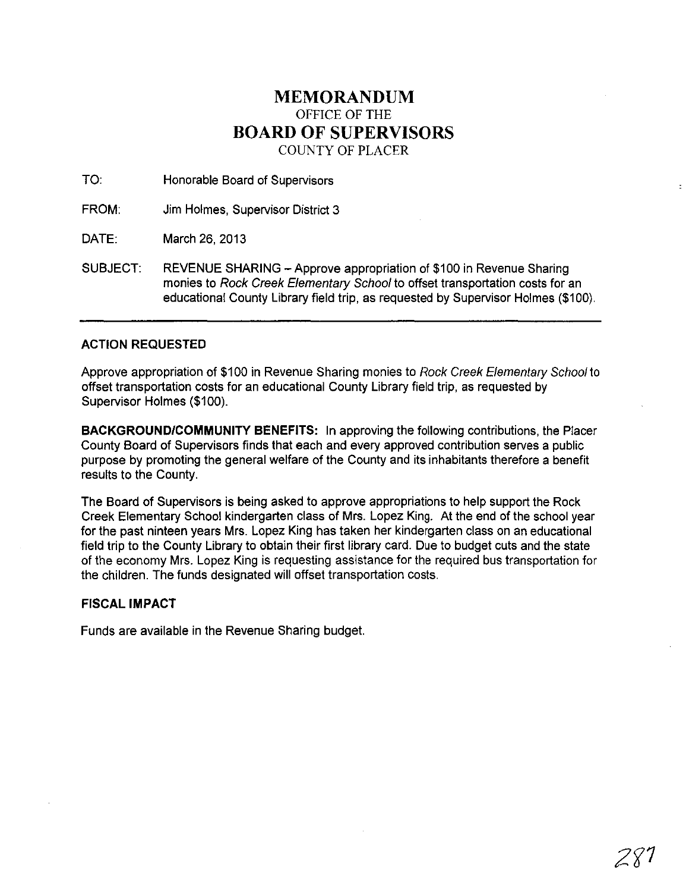# MEMORANDUM
OFFICE OF THE
# BOARD OF SUPERVISORS
COUNTY OF PLACER

TO: Honorable Board of Supervisors

FROM: Jim Holmes, Supervisor District 3

DATE: March 26, 2013

SUBJECT: REVENUE SHARING – Approve appropriation of $100 in Revenue Sharing monies to *Rock Creek Elementary School* to offset transportation costs for an educational County Library field trip, as requested by Supervisor Holmes ($100).

---

**ACTION REQUESTED**

Approve appropriation of $100 in Revenue Sharing monies to *Rock Creek Elementary School* to offset transportation costs for an educational County Library field trip, as requested by Supervisor Holmes ($100).

**BACKGROUND/COMMUNITY BENEFITS:** In approving the following contributions, the Placer County Board of Supervisors finds that each and every approved contribution serves a public purpose by promoting the general welfare of the County and its inhabitants therefore a benefit results to the County.

The Board of Supervisors is being asked to approve appropriations to help support the Rock Creek Elementary School kindergarten class of Mrs. Lopez King. At the end of the school year for the past ninteen years Mrs. Lopez King has taken her kindergarten class on an educational field trip to the County Library to obtain their first library card. Due to budget cuts and the state of the economy Mrs. Lopez King is requesting assistance for the required bus transportation for the children. The funds designated will offset transportation costs.

**FISCAL IMPACT**

Funds are available in the Revenue Sharing budget.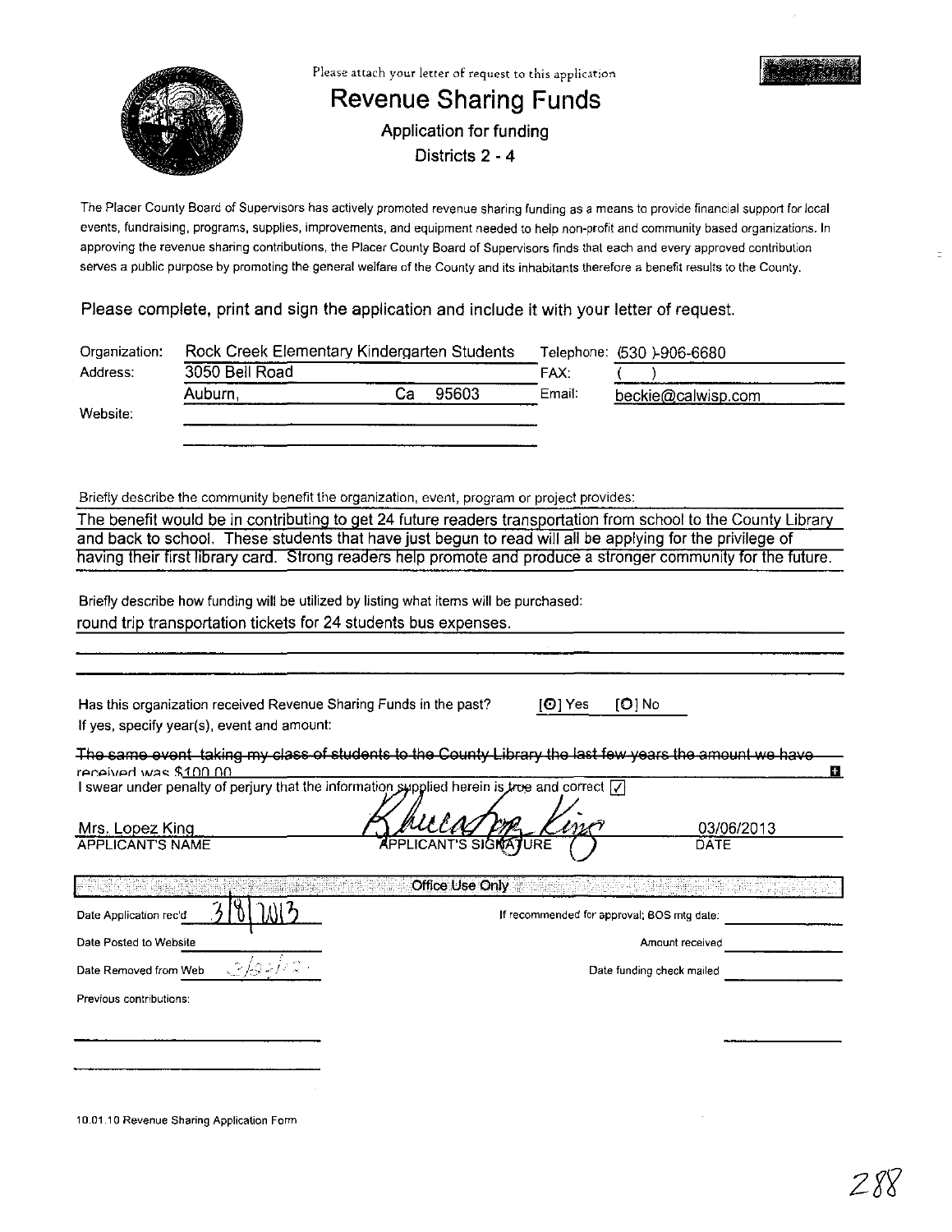Please attach your letter of request to this application

# Revenue Sharing Funds

## Application for funding

### Districts 2 - 4

The Placer County Board of Supervisors has actively promoted revenue sharing funding as a means to provide financial support for local events, fundraising, programs, supplies, improvements, and equipment needed to help non-profit and community based organizations. In approving the revenue sharing contributions, the Placer County Board of Supervisors finds that each and every approved contribution serves a public purpose by promoting the general welfare of the County and its inhabitants therefore a benefit results to the County.

Please complete, print and sign the application and include it with your letter of request.

Organization: Rock Creek Elementary Kindergarten Students
Telephone: (530 )-906-6680
Address: 3050 Bell Road
FAX: ( )
Auburn, Ca 95603
Email: beckie@calwisp.com
Website:

Briefly describe the community benefit the organization, event, program or project provides:

The benefit would be in contributing to get 24 future readers transportation from school to the County Library and back to school. These students that have just begun to read will all be applying for the privilege of having their first library card. Strong readers help promote and produce a stronger community for the future.

Briefly describe how funding will be utilized by listing what items will be purchased:

round trip transportation tickets for 24 students bus expenses.

Has this organization received Revenue Sharing Funds in the past? [O] Yes [O] No

If yes, specify year(s), event and amount:

The same event taking my class of students to the County Library the last few years the amount we have received was $100.00

I swear under penalty of perjury that the information supplied herein is true and correct ☑

Mrs. Lopez King — APPLICANT'S NAME

APPLICANT'S SIGNATURE

03/06/2013 — DATE

**Office Use Only**

Date Application rec'd 3/8/2013

If recommended for approval; BOS mtg date:

Date Posted to Website

Amount received

Date Removed from Web

Date funding check mailed

Previous contributions:

10.01.10 Revenue Sharing Application Form